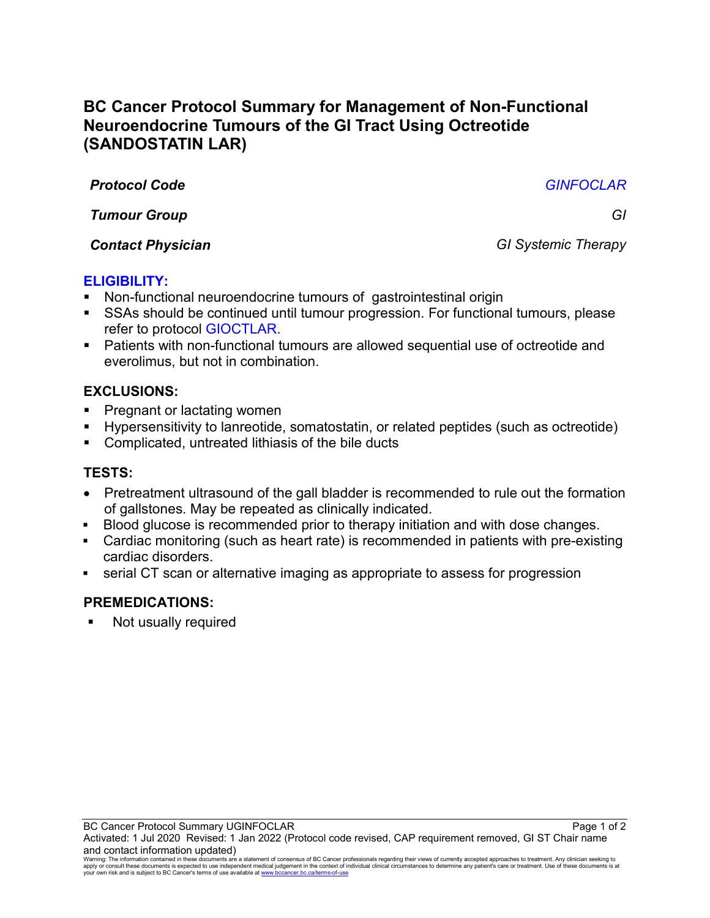# BC Cancer Protocol Summary for Management of Non-Functional Neuroendocrine Tumours of the GI Tract Using Octreotide (SANDOSTATIN LAR)

| | |
|---|---|
| ***Protocol Code*** | *GINFOCLAR* |
| ***Tumour Group*** | *GI* |
| ***Contact Physician*** | *GI Systemic Therapy* |

## ELIGIBILITY:

- Non-functional neuroendocrine tumours of gastrointestinal origin
- SSAs should be continued until tumour progression. For functional tumours, please refer to protocol GIOCTLAR.
- Patients with non-functional tumours are allowed sequential use of octreotide and everolimus, but not in combination.

## EXCLUSIONS:

- Pregnant or lactating women
- Hypersensitivity to lanreotide, somatostatin, or related peptides (such as octreotide)
- Complicated, untreated lithiasis of the bile ducts

## TESTS:

- Pretreatment ultrasound of the gall bladder is recommended to rule out the formation of gallstones. May be repeated as clinically indicated.
- Blood glucose is recommended prior to therapy initiation and with dose changes.
- Cardiac monitoring (such as heart rate) is recommended in patients with pre-existing cardiac disorders.
- serial CT scan or alternative imaging as appropriate to assess for progression

## PREMEDICATIONS:

- Not usually required

BC Cancer Protocol Summary UGINFOCLAR
Activated: 1 Jul 2020 Revised: 1 Jan 2022 (Protocol code revised, CAP requirement removed, GI ST Chair name and contact information updated)

Warning: The information contained in these documents are a statement of consensus of BC Cancer professionals regarding their views of currently accepted approaches to treatment. Any clinician seeking to apply or consult these documents is expected to use independent medical judgement in the context of individual clinical circumstances to determine any patient's care or treatment. Use of these documents is at your own risk and is subject to BC Cancer's terms of use available at www.bccancer.bc.ca/terms-of-use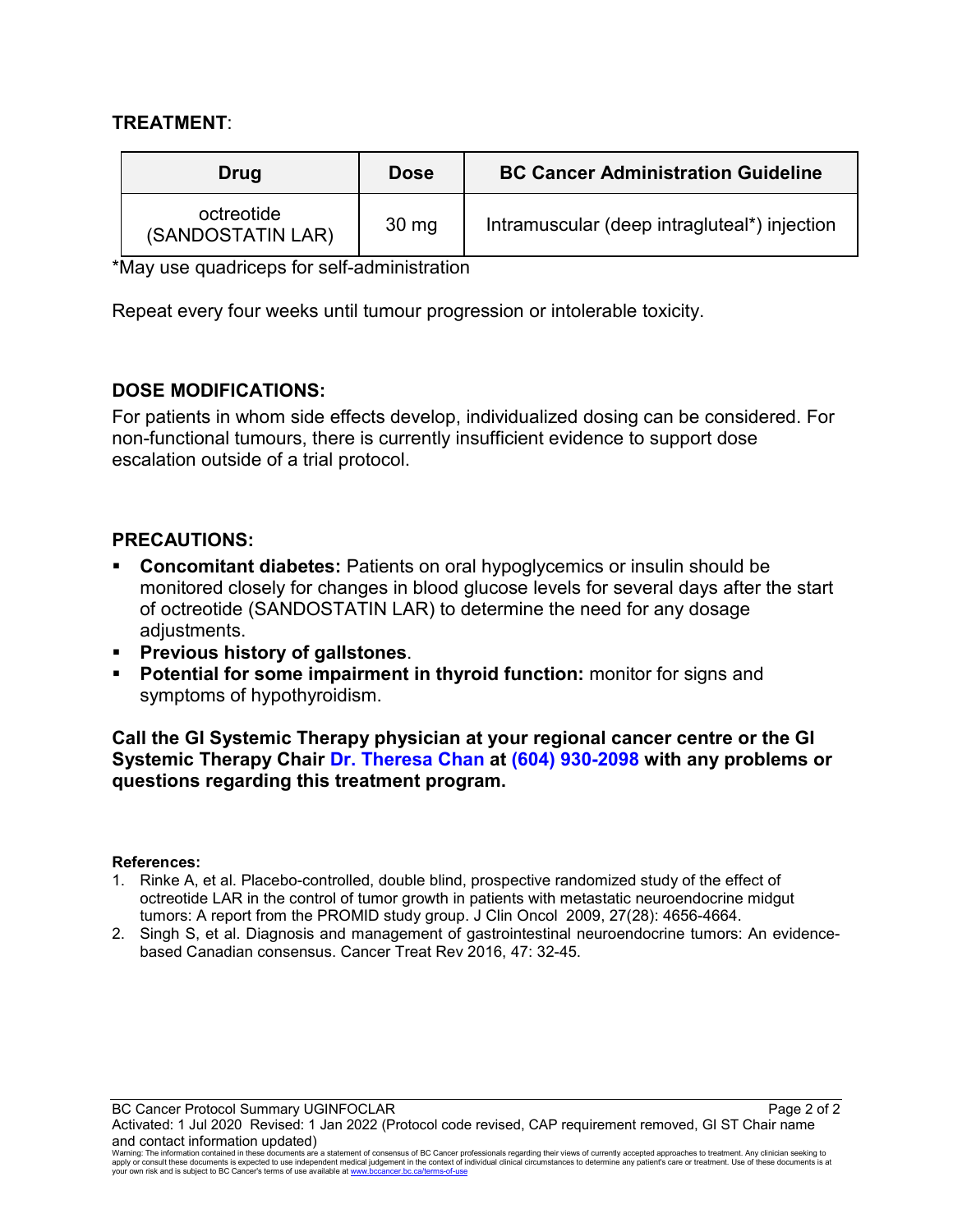## TREATMENT:

| Drug | Dose | BC Cancer Administration Guideline |
| --- | --- | --- |
| octreotide (SANDOSTATIN LAR) | 30 mg | Intramuscular (deep intragluteal*) injection |

*May use quadriceps for self-administration

Repeat every four weeks until tumour progression or intolerable toxicity.

## DOSE MODIFICATIONS:

For patients in whom side effects develop, individualized dosing can be considered. For non-functional tumours, there is currently insufficient evidence to support dose escalation outside of a trial protocol.

## PRECAUTIONS:

- **Concomitant diabetes:** Patients on oral hypoglycemics or insulin should be monitored closely for changes in blood glucose levels for several days after the start of octreotide (SANDOSTATIN LAR) to determine the need for any dosage adjustments.
- **Previous history of gallstones**.
- **Potential for some impairment in thyroid function:** monitor for signs and symptoms of hypothyroidism.

**Call the GI Systemic Therapy physician at your regional cancer centre or the GI Systemic Therapy Chair Dr. Theresa Chan at (604) 930-2098 with any problems or questions regarding this treatment program.**

**References:**

1. Rinke A, et al. Placebo-controlled, double blind, prospective randomized study of the effect of octreotide LAR in the control of tumor growth in patients with metastatic neuroendocrine midgut tumors: A report from the PROMID study group. J Clin Oncol 2009, 27(28): 4656-4664.
2. Singh S, et al. Diagnosis and management of gastrointestinal neuroendocrine tumors: An evidence-based Canadian consensus. Cancer Treat Rev 2016, 47: 32-45.

BC Cancer Protocol Summary UGINFOCLAR

Activated: 1 Jul 2020 Revised: 1 Jan 2022 (Protocol code revised, CAP requirement removed, GI ST Chair name and contact information updated)

Warning: The information contained in these documents are a statement of consensus of BC Cancer professionals regarding their views of currently accepted approaches to treatment. Any clinician seeking to apply or consult these documents is expected to use independent medical judgement in the context of individual clinical circumstances to determine any patient's care or treatment. Use of these documents is at your own risk and is subject to BC Cancer's terms of use available at www.bccancer.bc.ca/terms-of-use